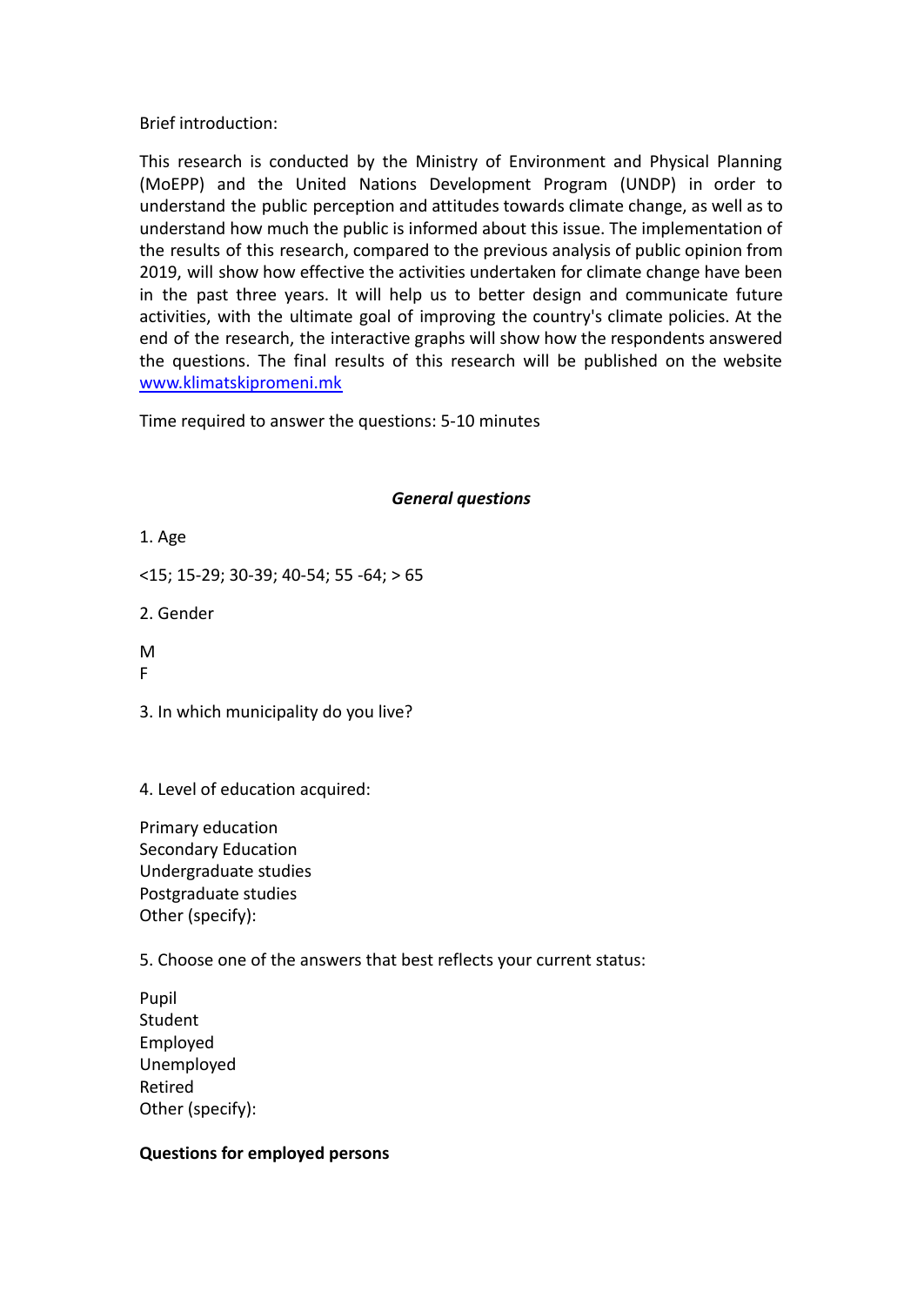Brief introduction:

This research is conducted by the Ministry of Environment and Physical Planning (MoEPP) and the United Nations Development Program (UNDP) in order to understand the public perception and attitudes towards climate change, as well as to understand how much the public is informed about this issue. The implementation of the results of this research, compared to the previous analysis of public opinion from 2019, will show how effective the activities undertaken for climate change have been in the past three years. It will help us to better design and communicate future activities, with the ultimate goal of improving the country's climate policies. At the end of the research, the interactive graphs will show how the respondents answered the questions. The final results of this research will be published on the website [www.klimatskipromeni.mk](http://www.klimatskipromeni.mk)

Time required to answer the questions: 5-10 minutes

## ***General questions***

1. Age

<15; 15-29; 30-39; 40-54; 55 -64; > 65

2. Gender

M
F

3. In which municipality do you live?

4. Level of education acquired:

Primary education
Secondary Education
Undergraduate studies
Postgraduate studies
Other (specify):

5. Choose one of the answers that best reflects your current status:

Pupil
Student
Employed
Unemployed
Retired
Other (specify):

**Questions for employed persons**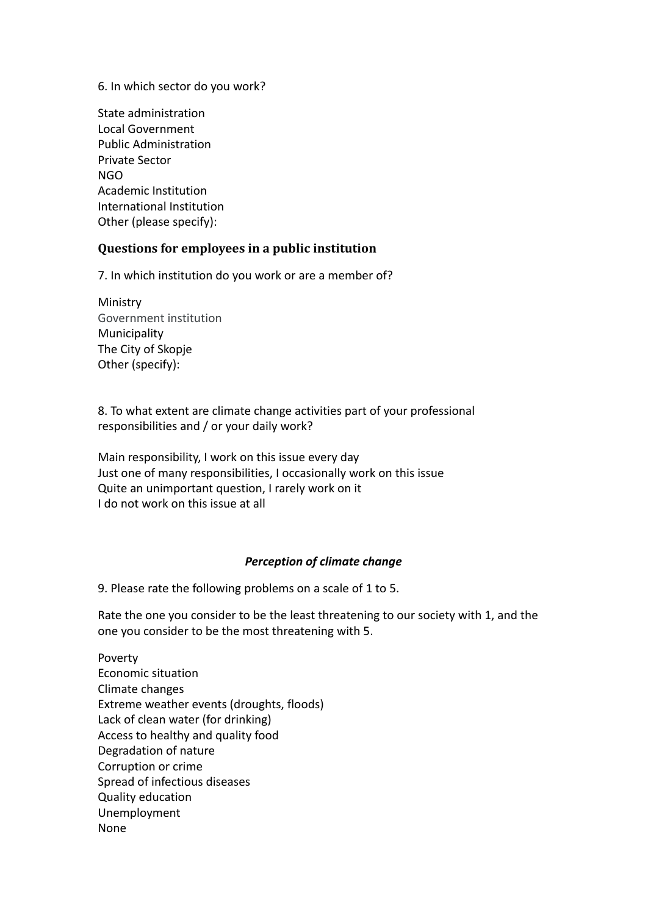6. In which sector do you work?

State administration
Local Government
Public Administration
Private Sector
NGO
Academic Institution
International Institution
Other (please specify):

### Questions for employees in a public institution

7. In which institution do you work or are a member of?

Ministry
Government institution
Municipality
The City of Skopje
Other (specify):

8. To what extent are climate change activities part of your professional responsibilities and / or your daily work?

Main responsibility, I work on this issue every day
Just one of many responsibilities, I occasionally work on this issue
Quite an unimportant question, I rarely work on it
I do not work on this issue at all

***Perception of climate change***

9. Please rate the following problems on a scale of 1 to 5.

Rate the one you consider to be the least threatening to our society with 1, and the one you consider to be the most threatening with 5.

Poverty
Economic situation
Climate changes
Extreme weather events (droughts, floods)
Lack of clean water (for drinking)
Access to healthy and quality food
Degradation of nature
Corruption or crime
Spread of infectious diseases
Quality education
Unemployment
None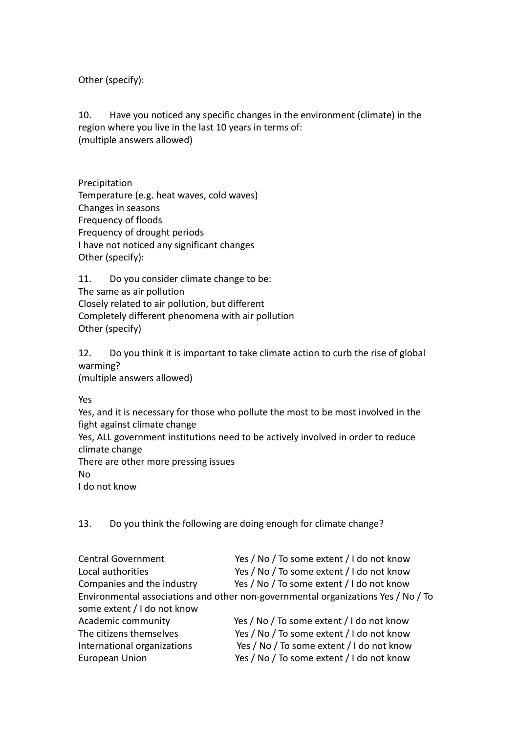Other (specify):

10. Have you noticed any specific changes in the environment (climate) in the region where you live in the last 10 years in terms of:
(multiple answers allowed)

Precipitation
Temperature (e.g. heat waves, cold waves)
Changes in seasons
Frequency of floods
Frequency of drought periods
I have not noticed any significant changes
Other (specify):

11. Do you consider climate change to be:
The same as air pollution
Closely related to air pollution, but different
Completely different phenomena with air pollution
Other (specify)

12. Do you think it is important to take climate action to curb the rise of global warming?
(multiple answers allowed)

Yes
Yes, and it is necessary for those who pollute the most to be most involved in the fight against climate change
Yes, ALL government institutions need to be actively involved in order to reduce climate change
There are other more pressing issues
No
I do not know

13. Do you think the following are doing enough for climate change?

| | |
|---|---|
| Central Government | Yes / No / To some extent / I do not know |
| Local authorities | Yes / No / To some extent / I do not know |
| Companies and the industry | Yes / No / To some extent / I do not know |
| Environmental associations and other non-governmental organizations | Yes / No / To some extent / I do not know |
| Academic community | Yes / No / To some extent / I do not know |
| The citizens themselves | Yes / No / To some extent / I do not know |
| International organizations | Yes / No / To some extent / I do not know |
| European Union | Yes / No / To some extent / I do not know |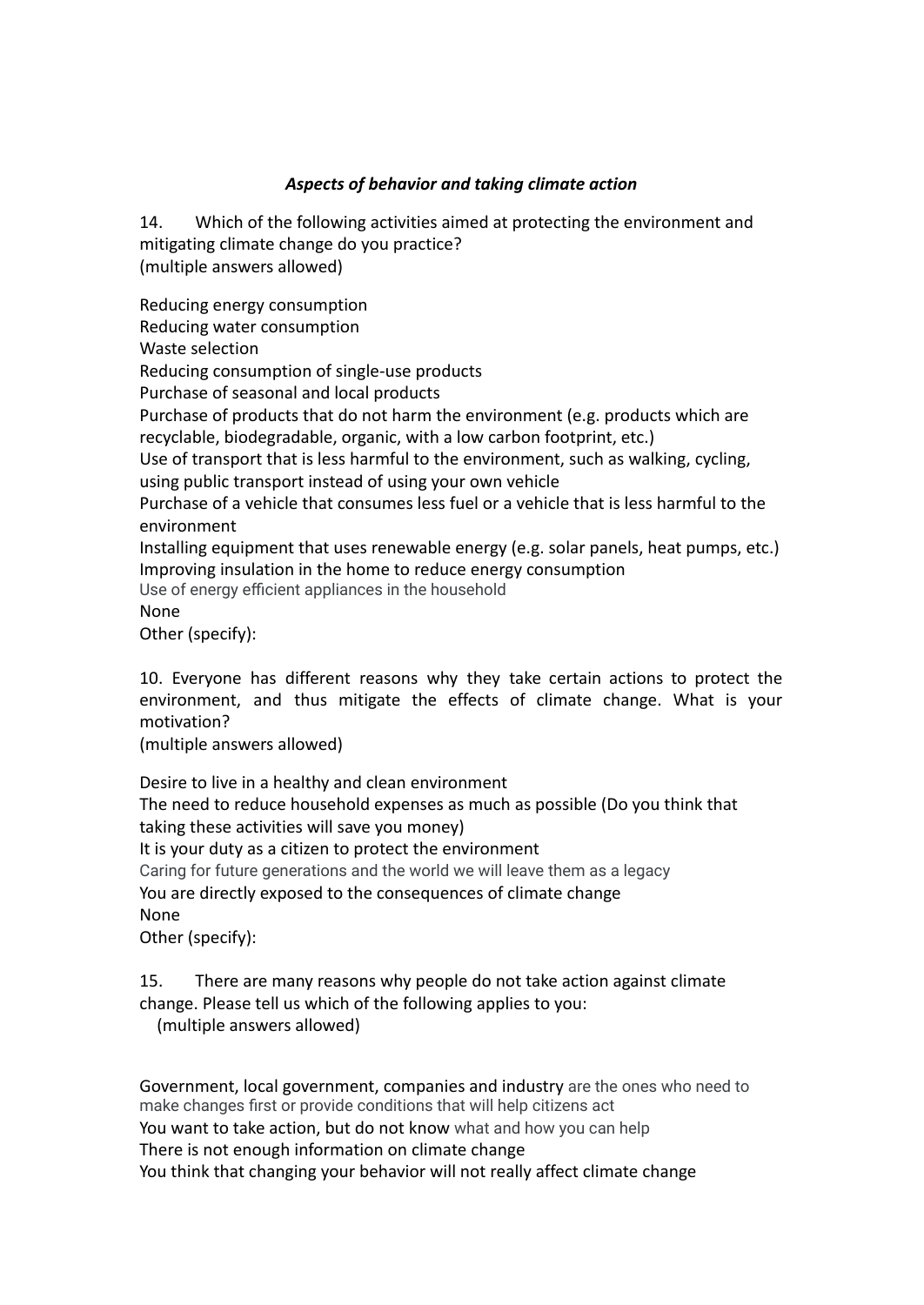***Aspects of behavior and taking climate action***

14. Which of the following activities aimed at protecting the environment and mitigating climate change do you practice?
(multiple answers allowed)

Reducing energy consumption
Reducing water consumption
Waste selection
Reducing consumption of single-use products
Purchase of seasonal and local products
Purchase of products that do not harm the environment (e.g. products which are recyclable, biodegradable, organic, with a low carbon footprint, etc.)
Use of transport that is less harmful to the environment, such as walking, cycling, using public transport instead of using your own vehicle
Purchase of a vehicle that consumes less fuel or a vehicle that is less harmful to the environment
Installing equipment that uses renewable energy (e.g. solar panels, heat pumps, etc.)
Improving insulation in the home to reduce energy consumption
Use of energy efficient appliances in the household
None
Other (specify):

10. Everyone has different reasons why they take certain actions to protect the environment, and thus mitigate the effects of climate change. What is your motivation?
(multiple answers allowed)

Desire to live in a healthy and clean environment
The need to reduce household expenses as much as possible (Do you think that taking these activities will save you money)
It is your duty as a citizen to protect the environment
Caring for future generations and the world we will leave them as a legacy
You are directly exposed to the consequences of climate change
None
Other (specify):

15. There are many reasons why people do not take action against climate change. Please tell us which of the following applies to you:
(multiple answers allowed)

Government, local government, companies and industry are the ones who need to make changes first or provide conditions that will help citizens act
You want to take action, but do not know what and how you can help
There is not enough information on climate change
You think that changing your behavior will not really affect climate change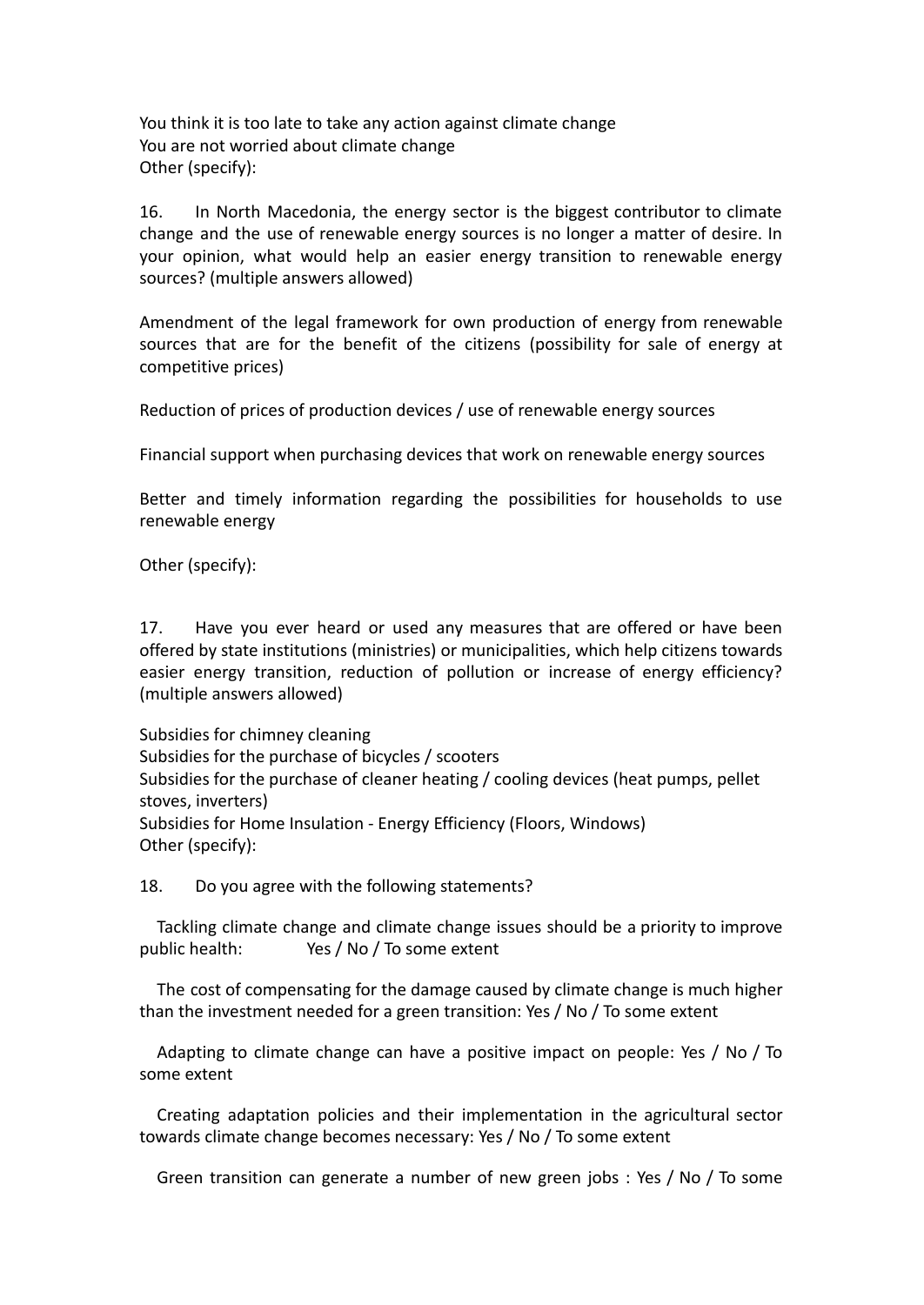You think it is too late to take any action against climate change
You are not worried about climate change
Other (specify):

16. In North Macedonia, the energy sector is the biggest contributor to climate change and the use of renewable energy sources is no longer a matter of desire. In your opinion, what would help an easier energy transition to renewable energy sources? (multiple answers allowed)

Amendment of the legal framework for own production of energy from renewable sources that are for the benefit of the citizens (possibility for sale of energy at competitive prices)

Reduction of prices of production devices / use of renewable energy sources

Financial support when purchasing devices that work on renewable energy sources

Better and timely information regarding the possibilities for households to use renewable energy

Other (specify):

17. Have you ever heard or used any measures that are offered or have been offered by state institutions (ministries) or municipalities, which help citizens towards easier energy transition, reduction of pollution or increase of energy efficiency? (multiple answers allowed)

Subsidies for chimney cleaning
Subsidies for the purchase of bicycles / scooters
Subsidies for the purchase of cleaner heating / cooling devices (heat pumps, pellet stoves, inverters)
Subsidies for Home Insulation - Energy Efficiency (Floors, Windows)
Other (specify):

18. Do you agree with the following statements?

Tackling climate change and climate change issues should be a priority to improve public health: Yes / No / To some extent

The cost of compensating for the damage caused by climate change is much higher than the investment needed for a green transition: Yes / No / To some extent

Adapting to climate change can have a positive impact on people: Yes / No / To some extent

Creating adaptation policies and their implementation in the agricultural sector towards climate change becomes necessary: Yes / No / To some extent

Green transition can generate a number of new green jobs : Yes / No / To some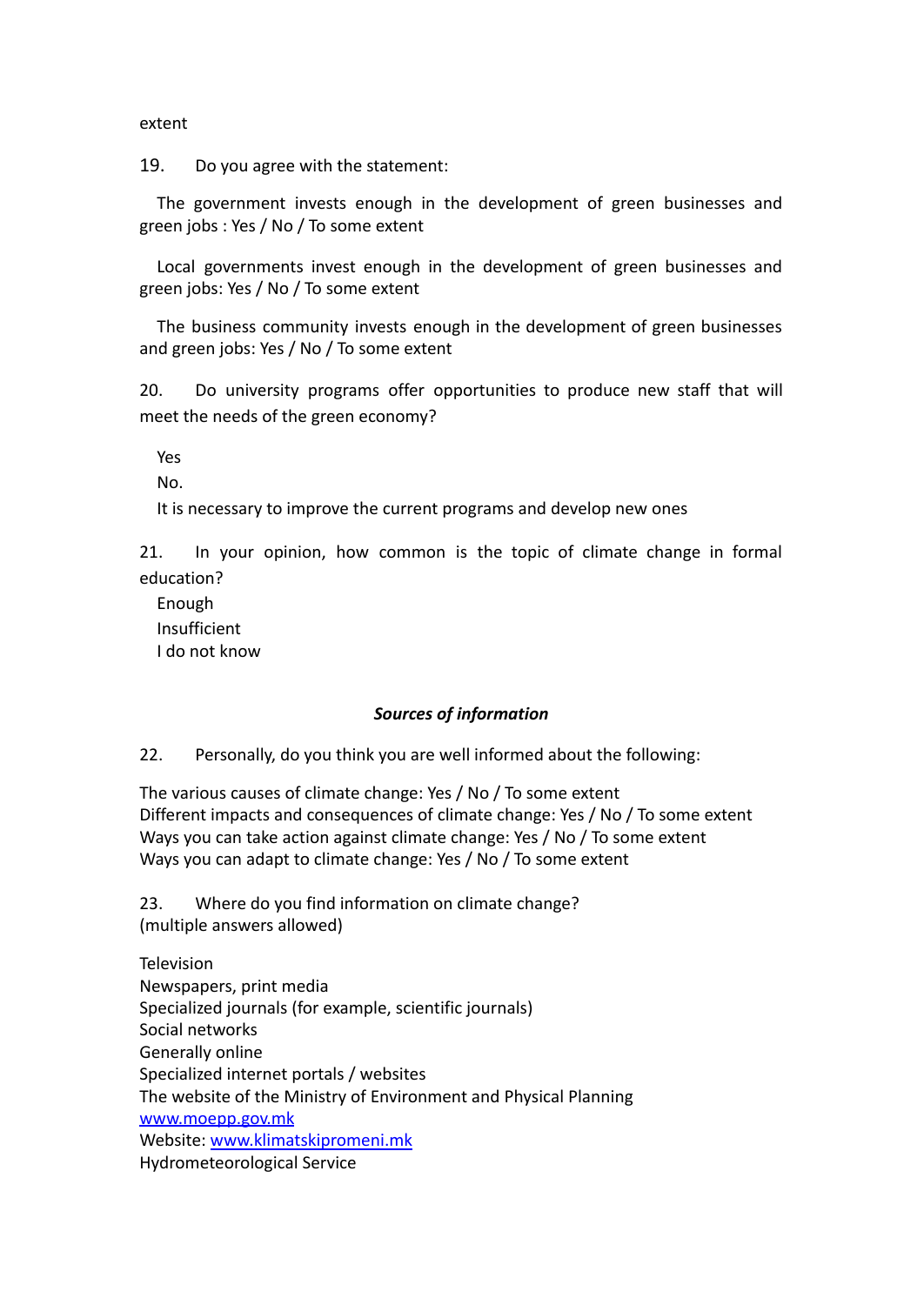extent

19. Do you agree with the statement:

The government invests enough in the development of green businesses and green jobs : Yes / No / To some extent

Local governments invest enough in the development of green businesses and green jobs: Yes / No / To some extent

The business community invests enough in the development of green businesses and green jobs: Yes / No / To some extent

20. Do university programs offer opportunities to produce new staff that will meet the needs of the green economy?

Yes
No.
It is necessary to improve the current programs and develop new ones

21. In your opinion, how common is the topic of climate change in formal education?

Enough
Insufficient
I do not know

### *Sources of information*

22. Personally, do you think you are well informed about the following:

The various causes of climate change: Yes / No / To some extent
Different impacts and consequences of climate change: Yes / No / To some extent
Ways you can take action against climate change: Yes / No / To some extent
Ways you can adapt to climate change: Yes / No / To some extent

23. Where do you find information on climate change?
(multiple answers allowed)

Television
Newspapers, print media
Specialized journals (for example, scientific journals)
Social networks
Generally online
Specialized internet portals / websites
The website of the Ministry of Environment and Physical Planning [www.moepp.gov.mk](http://www.moepp.gov.mk)
Website: [www.klimatskipromeni.mk](http://www.klimatskipromeni.mk)
Hydrometeorological Service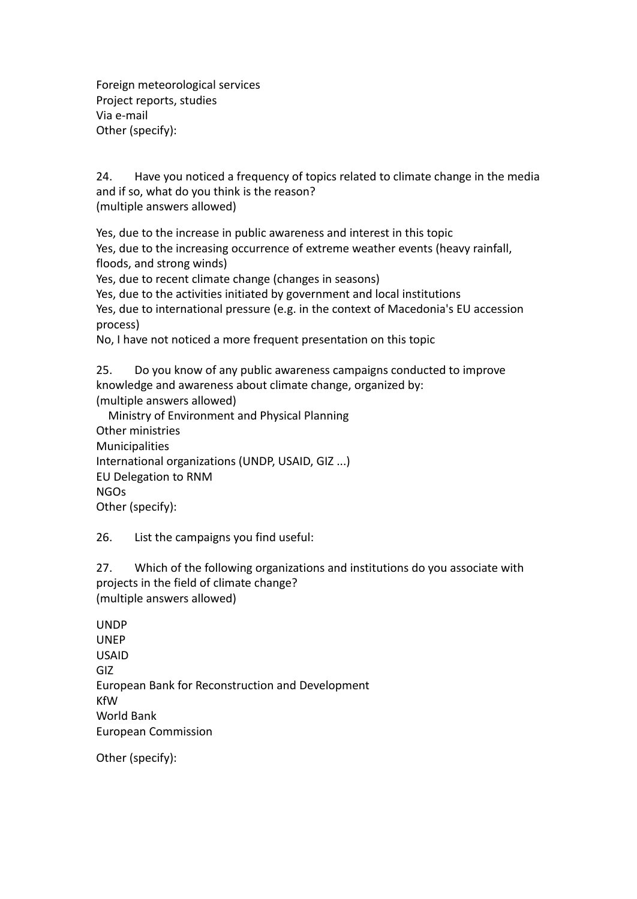Foreign meteorological services
Project reports, studies
Via e-mail
Other (specify):

24. Have you noticed a frequency of topics related to climate change in the media and if so, what do you think is the reason?
(multiple answers allowed)

Yes, due to the increase in public awareness and interest in this topic
Yes, due to the increasing occurrence of extreme weather events (heavy rainfall, floods, and strong winds)
Yes, due to recent climate change (changes in seasons)
Yes, due to the activities initiated by government and local institutions
Yes, due to international pressure (e.g. in the context of Macedonia's EU accession process)
No, I have not noticed a more frequent presentation on this topic

25. Do you know of any public awareness campaigns conducted to improve knowledge and awareness about climate change, organized by:
(multiple answers allowed)
Ministry of Environment and Physical Planning
Other ministries
Municipalities
International organizations (UNDP, USAID, GIZ ...)
EU Delegation to RNM
NGOs
Other (specify):

26. List the campaigns you find useful:

27. Which of the following organizations and institutions do you associate with projects in the field of climate change?
(multiple answers allowed)

UNDP
UNEP
USAID
GIZ
European Bank for Reconstruction and Development
KfW
World Bank
European Commission

Other (specify):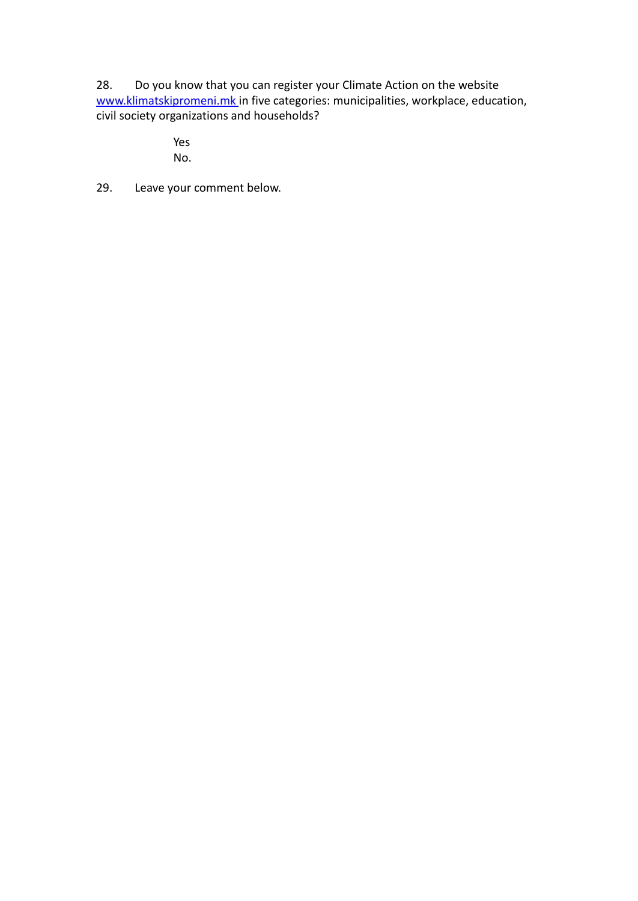28. Do you know that you can register your Climate Action on the website [www.klimatskipromeni.mk](http://www.klimatskipromeni.mk) in five categories: municipalities, workplace, education, civil society organizations and households?

    Yes
    No.

29. Leave your comment below.